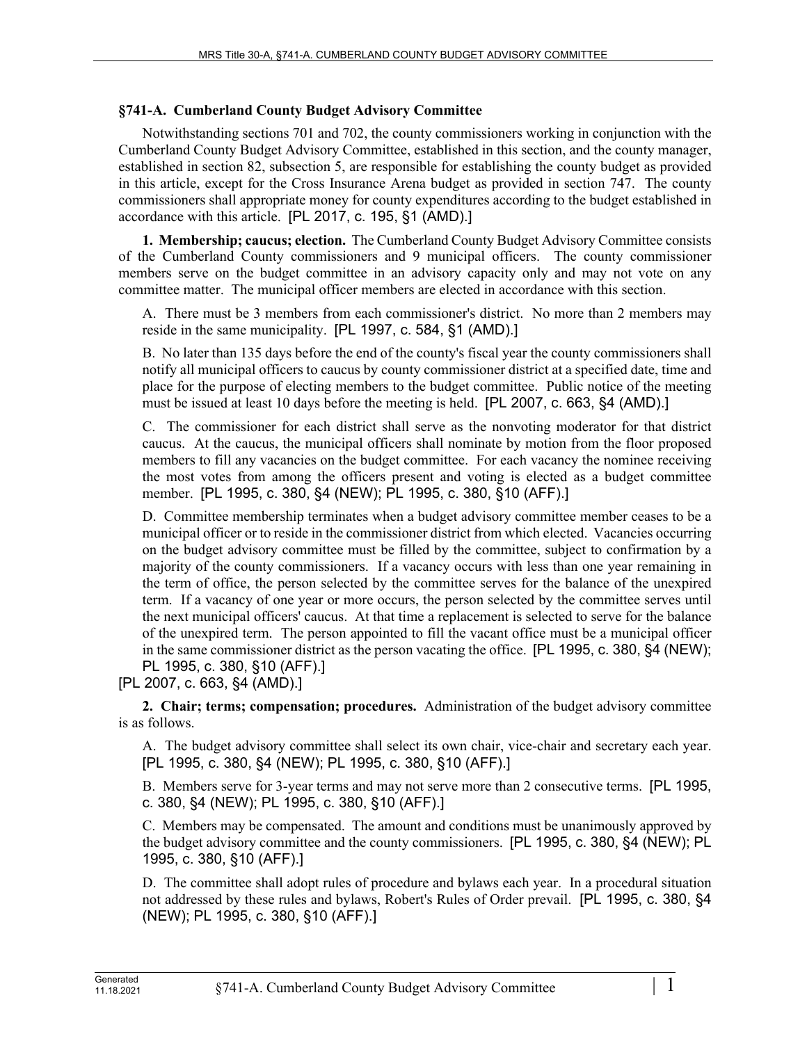## §741-A. Cumberland County Budget Advisory Committee

Notwithstanding sections 701 and 702, the county commissioners working in conjunction with the Cumberland County Budget Advisory Committee, established in this section, and the county manager, established in section 82, subsection 5, are responsible for establishing the county budget as provided in this article, except for the Cross Insurance Arena budget as provided in section 747. The county commissioners shall appropriate money for county expenditures according to the budget established in accordance with this article. [PL 2017, c. 195, §1 (AMD).]

**1. Membership; caucus; election.** The Cumberland County Budget Advisory Committee consists of the Cumberland County commissioners and 9 municipal officers. The county commissioner members serve on the budget committee in an advisory capacity only and may not vote on any committee matter. The municipal officer members are elected in accordance with this section.

A. There must be 3 members from each commissioner's district. No more than 2 members may reside in the same municipality. [PL 1997, c. 584, §1 (AMD).]

B. No later than 135 days before the end of the county's fiscal year the county commissioners shall notify all municipal officers to caucus by county commissioner district at a specified date, time and place for the purpose of electing members to the budget committee. Public notice of the meeting must be issued at least 10 days before the meeting is held. [PL 2007, c. 663, §4 (AMD).]

C. The commissioner for each district shall serve as the nonvoting moderator for that district caucus. At the caucus, the municipal officers shall nominate by motion from the floor proposed members to fill any vacancies on the budget committee. For each vacancy the nominee receiving the most votes from among the officers present and voting is elected as a budget committee member. [PL 1995, c. 380, §4 (NEW); PL 1995, c. 380, §10 (AFF).]

D. Committee membership terminates when a budget advisory committee member ceases to be a municipal officer or to reside in the commissioner district from which elected. Vacancies occurring on the budget advisory committee must be filled by the committee, subject to confirmation by a majority of the county commissioners. If a vacancy occurs with less than one year remaining in the term of office, the person selected by the committee serves for the balance of the unexpired term. If a vacancy of one year or more occurs, the person selected by the committee serves until the next municipal officers' caucus. At that time a replacement is selected to serve for the balance of the unexpired term. The person appointed to fill the vacant office must be a municipal officer in the same commissioner district as the person vacating the office. [PL 1995, c. 380, §4 (NEW); PL 1995, c. 380, §10 (AFF).]

[PL 2007, c. 663, §4 (AMD).]

**2. Chair; terms; compensation; procedures.** Administration of the budget advisory committee is as follows.

A. The budget advisory committee shall select its own chair, vice-chair and secretary each year. [PL 1995, c. 380, §4 (NEW); PL 1995, c. 380, §10 (AFF).]

B. Members serve for 3-year terms and may not serve more than 2 consecutive terms. [PL 1995, c. 380, §4 (NEW); PL 1995, c. 380, §10 (AFF).]

C. Members may be compensated. The amount and conditions must be unanimously approved by the budget advisory committee and the county commissioners. [PL 1995, c. 380, §4 (NEW); PL 1995, c. 380, §10 (AFF).]

D. The committee shall adopt rules of procedure and bylaws each year. In a procedural situation not addressed by these rules and bylaws, Robert's Rules of Order prevail. [PL 1995, c. 380, §4 (NEW); PL 1995, c. 380, §10 (AFF).]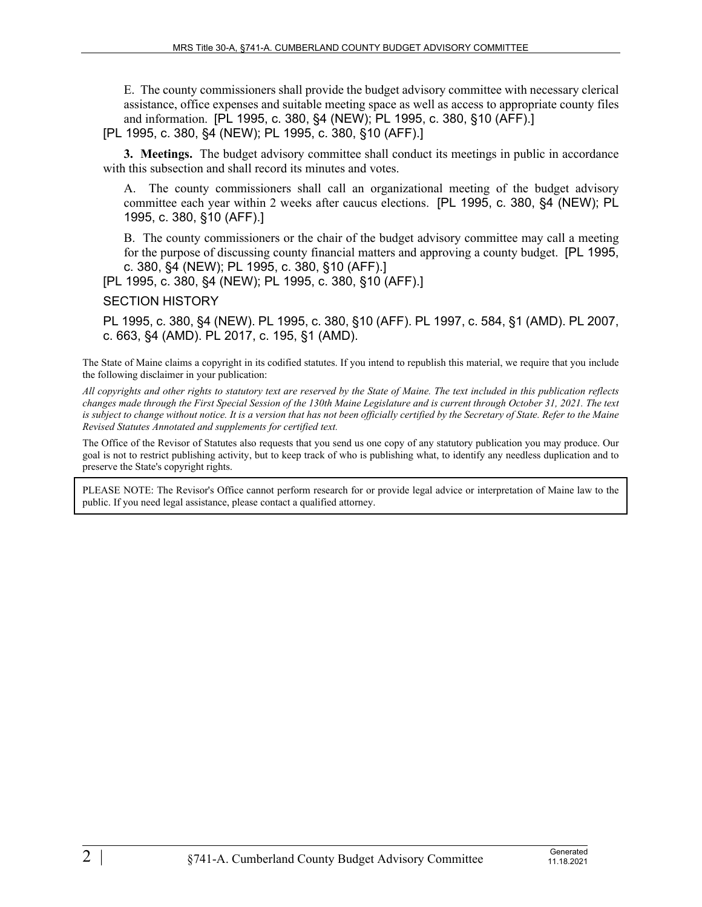E. The county commissioners shall provide the budget advisory committee with necessary clerical assistance, office expenses and suitable meeting space as well as access to appropriate county files and information. [PL 1995, c. 380, §4 (NEW); PL 1995, c. 380, §10 (AFF).]

[PL 1995, c. 380, §4 (NEW); PL 1995, c. 380, §10 (AFF).]

**3. Meetings.** The budget advisory committee shall conduct its meetings in public in accordance with this subsection and shall record its minutes and votes.

A. The county commissioners shall call an organizational meeting of the budget advisory committee each year within 2 weeks after caucus elections. [PL 1995, c. 380, §4 (NEW); PL 1995, c. 380, §10 (AFF).]

B. The county commissioners or the chair of the budget advisory committee may call a meeting for the purpose of discussing county financial matters and approving a county budget. [PL 1995, c. 380, §4 (NEW); PL 1995, c. 380, §10 (AFF).]

[PL 1995, c. 380, §4 (NEW); PL 1995, c. 380, §10 (AFF).]

SECTION HISTORY

PL 1995, c. 380, §4 (NEW). PL 1995, c. 380, §10 (AFF). PL 1997, c. 584, §1 (AMD). PL 2007, c. 663, §4 (AMD). PL 2017, c. 195, §1 (AMD).

The State of Maine claims a copyright in its codified statutes. If you intend to republish this material, we require that you include the following disclaimer in your publication:

*All copyrights and other rights to statutory text are reserved by the State of Maine. The text included in this publication reflects changes made through the First Special Session of the 130th Maine Legislature and is current through October 31, 2021. The text is subject to change without notice. It is a version that has not been officially certified by the Secretary of State. Refer to the Maine Revised Statutes Annotated and supplements for certified text.*

The Office of the Revisor of Statutes also requests that you send us one copy of any statutory publication you may produce. Our goal is not to restrict publishing activity, but to keep track of who is publishing what, to identify any needless duplication and to preserve the State's copyright rights.

PLEASE NOTE: The Revisor's Office cannot perform research for or provide legal advice or interpretation of Maine law to the public. If you need legal assistance, please contact a qualified attorney.